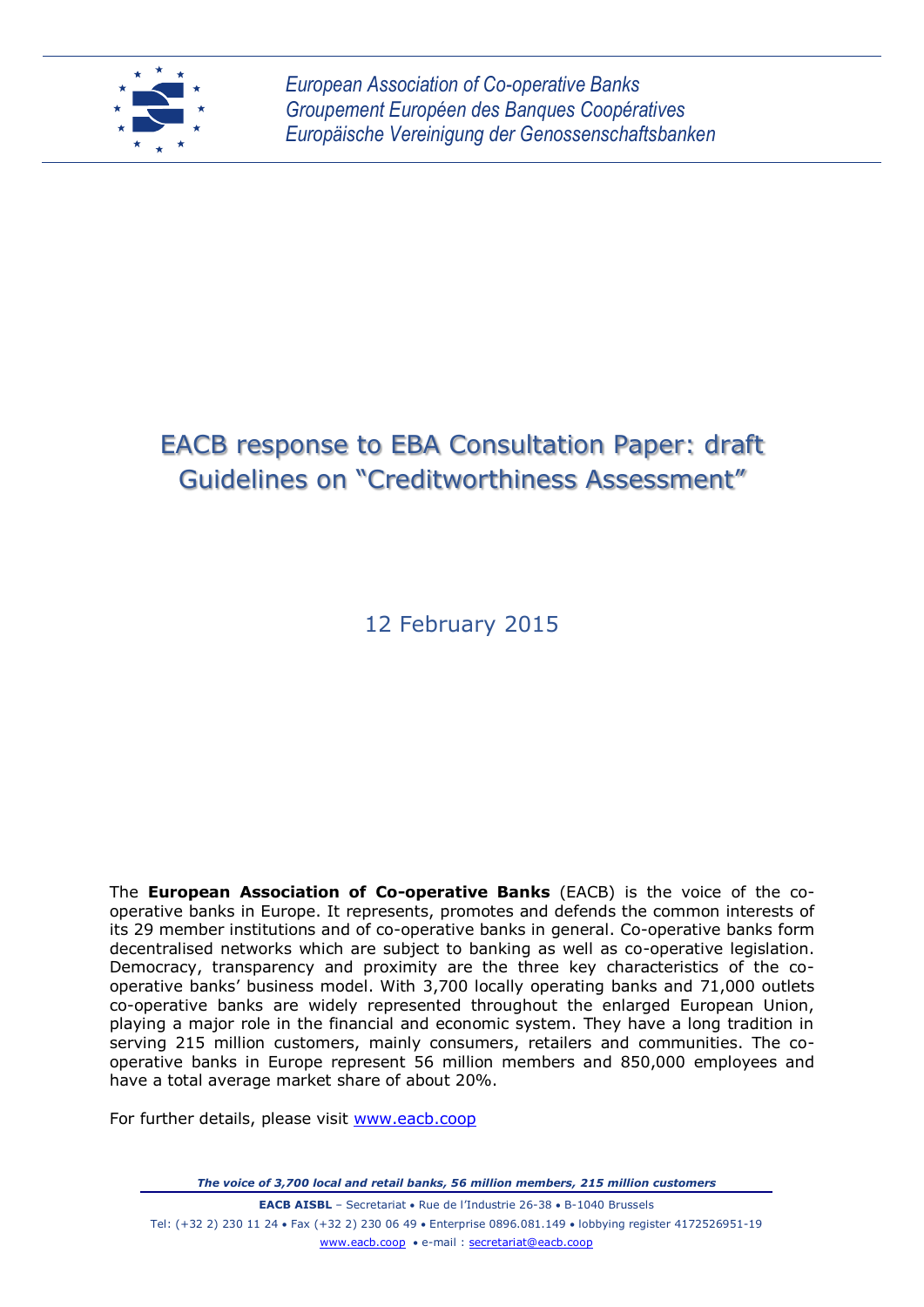*European Association of Co-operative Banks*
*Groupement Européen des Banques Coopératives*
*Europäische Vereinigung der Genossenschaftsbanken*

# EACB response to EBA Consultation Paper: draft Guidelines on "Creditworthiness Assessment"

12 February 2015

The **European Association of Co-operative Banks** (EACB) is the voice of the co-operative banks in Europe. It represents, promotes and defends the common interests of its 29 member institutions and of co-operative banks in general. Co-operative banks form decentralised networks which are subject to banking as well as co-operative legislation. Democracy, transparency and proximity are the three key characteristics of the co-operative banks' business model. With 3,700 locally operating banks and 71,000 outlets co-operative banks are widely represented throughout the enlarged European Union, playing a major role in the financial and economic system. They have a long tradition in serving 215 million customers, mainly consumers, retailers and communities. The co-operative banks in Europe represent 56 million members and 850,000 employees and have a total average market share of about 20%.

For further details, please visit www.eacb.coop

***The voice of 3,700 local and retail banks, 56 million members, 215 million customers***

**EACB AISBL** – Secretariat • Rue de l'Industrie 26-38 • B-1040 Brussels
Tel: (+32 2) 230 11 24 • Fax (+32 2) 230 06 49 • Enterprise 0896.081.149 • lobbying register 4172526951-19
www.eacb.coop • e-mail : secretariat@eacb.coop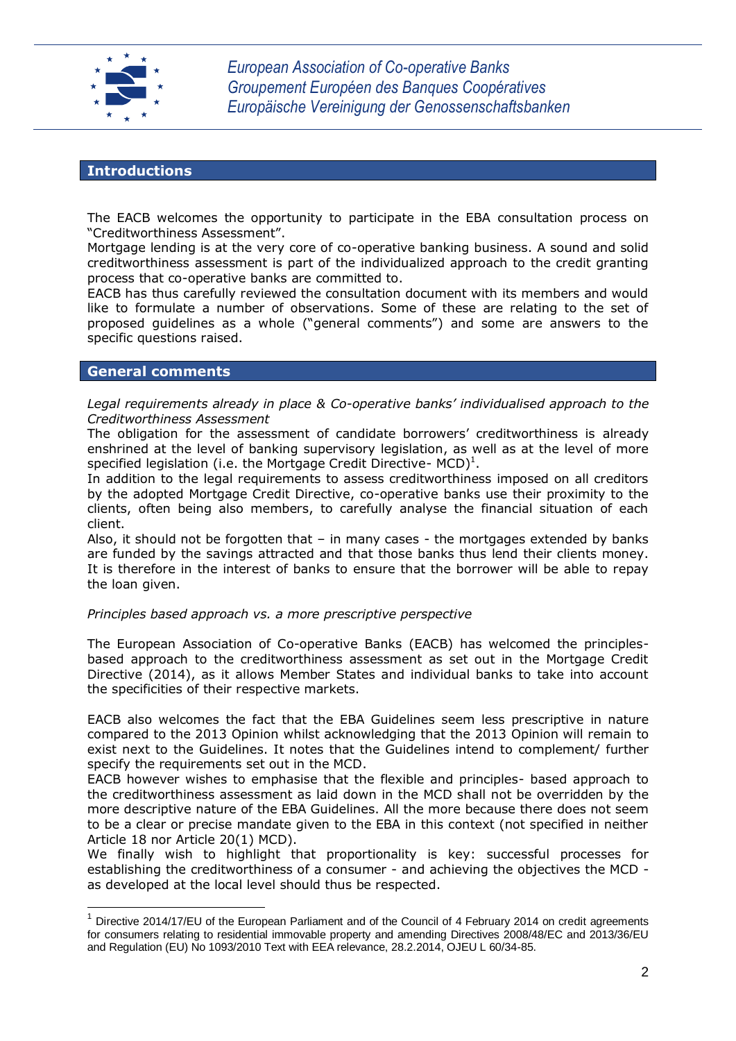## Introductions

The EACB welcomes the opportunity to participate in the EBA consultation process on "Creditworthiness Assessment".
Mortgage lending is at the very core of co-operative banking business. A sound and solid creditworthiness assessment is part of the individualized approach to the credit granting process that co-operative banks are committed to.
EACB has thus carefully reviewed the consultation document with its members and would like to formulate a number of observations. Some of these are relating to the set of proposed guidelines as a whole ("general comments") and some are answers to the specific questions raised.

## General comments

*Legal requirements already in place & Co-operative banks' individualised approach to the Creditworthiness Assessment*

The obligation for the assessment of candidate borrowers' creditworthiness is already enshrined at the level of banking supervisory legislation, as well as at the level of more specified legislation (i.e. the Mortgage Credit Directive- MCD)[1].
In addition to the legal requirements to assess creditworthiness imposed on all creditors by the adopted Mortgage Credit Directive, co-operative banks use their proximity to the clients, often being also members, to carefully analyse the financial situation of each client.
Also, it should not be forgotten that – in many cases - the mortgages extended by banks are funded by the savings attracted and that those banks thus lend their clients money. It is therefore in the interest of banks to ensure that the borrower will be able to repay the loan given.

*Principles based approach vs. a more prescriptive perspective*

The European Association of Co-operative Banks (EACB) has welcomed the principles-based approach to the creditworthiness assessment as set out in the Mortgage Credit Directive (2014), as it allows Member States and individual banks to take into account the specificities of their respective markets.

EACB also welcomes the fact that the EBA Guidelines seem less prescriptive in nature compared to the 2013 Opinion whilst acknowledging that the 2013 Opinion will remain to exist next to the Guidelines. It notes that the Guidelines intend to complement/ further specify the requirements set out in the MCD.
EACB however wishes to emphasise that the flexible and principles- based approach to the creditworthiness assessment as laid down in the MCD shall not be overridden by the more descriptive nature of the EBA Guidelines. All the more because there does not seem to be a clear or precise mandate given to the EBA in this context (not specified in neither Article 18 nor Article 20(1) MCD).
We finally wish to highlight that proportionality is key: successful processes for establishing the creditworthiness of a consumer - and achieving the objectives the MCD - as developed at the local level should thus be respected.

[1] Directive 2014/17/EU of the European Parliament and of the Council of 4 February 2014 on credit agreements for consumers relating to residential immovable property and amending Directives 2008/48/EC and 2013/36/EU and Regulation (EU) No 1093/2010 Text with EEA relevance, 28.2.2014, OJEU L 60/34-85.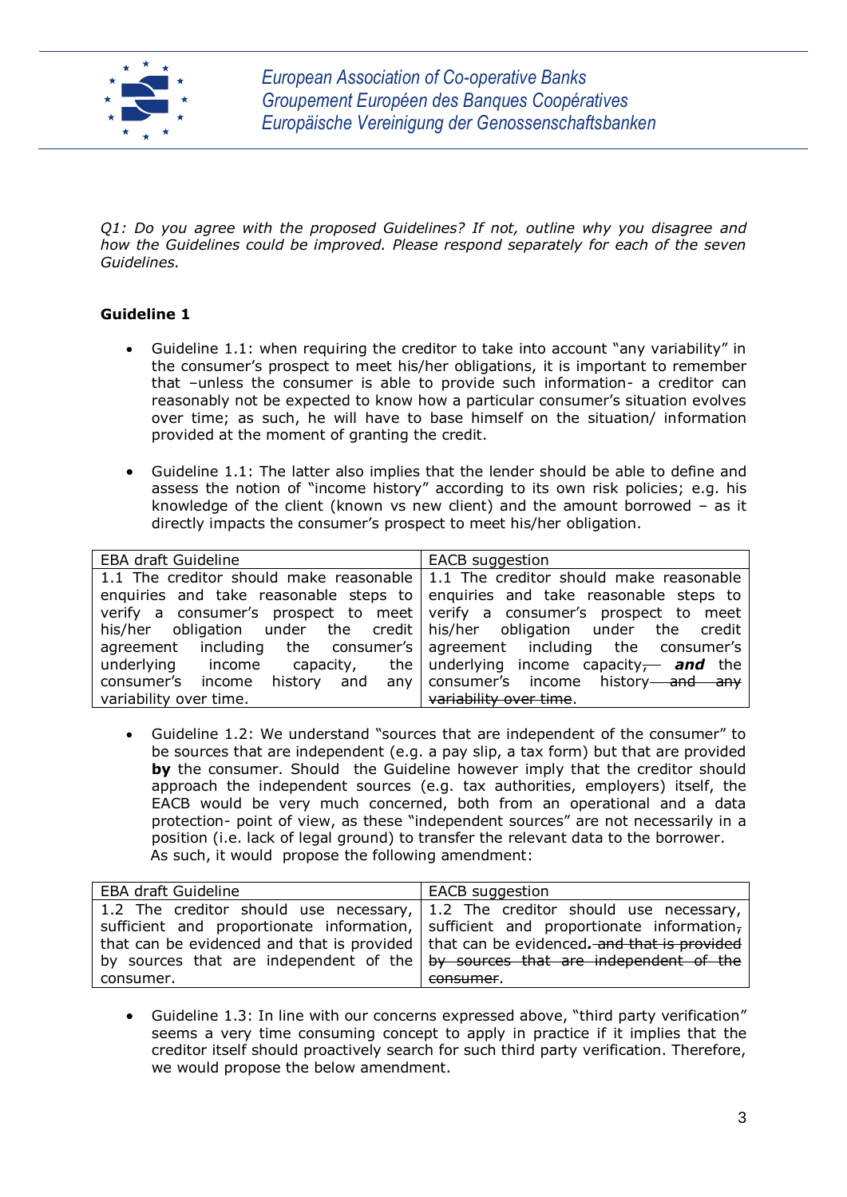*Q1: Do you agree with the proposed Guidelines? If not, outline why you disagree and how the Guidelines could be improved. Please respond separately for each of the seven Guidelines.*

**Guideline 1**

- Guideline 1.1: when requiring the creditor to take into account "any variability" in the consumer's prospect to meet his/her obligations, it is important to remember that –unless the consumer is able to provide such information- a creditor can reasonably not be expected to know how a particular consumer's situation evolves over time; as such, he will have to base himself on the situation/ information provided at the moment of granting the credit.

- Guideline 1.1: The latter also implies that the lender should be able to define and assess the notion of "income history" according to its own risk policies; e.g. his knowledge of the client (known vs new client) and the amount borrowed – as it directly impacts the consumer's prospect to meet his/her obligation.

| EBA draft Guideline | EACB suggestion |
|---|---|
| 1.1 The creditor should make reasonable enquiries and take reasonable steps to verify a consumer's prospect to meet his/her obligation under the credit agreement including the consumer's underlying income capacity, the consumer's income history and any variability over time. | 1.1 The creditor should make reasonable enquiries and take reasonable steps to verify a consumer's prospect to meet his/her obligation under the credit agreement including the consumer's underlying income capacity~~,~~ ***and*** the consumer's income history ~~and any variability over time~~. |

- Guideline 1.2: We understand "sources that are independent of the consumer" to be sources that are independent (e.g. a pay slip, a tax form) but that are provided **by** the consumer. Should the Guideline however imply that the creditor should approach the independent sources (e.g. tax authorities, employers) itself, the EACB would be very much concerned, both from an operational and a data protection- point of view, as these "independent sources" are not necessarily in a position (i.e. lack of legal ground) to transfer the relevant data to the borrower.
  As such, it would propose the following amendment:

| EBA draft Guideline | EACB suggestion |
|---|---|
| 1.2 The creditor should use necessary, sufficient and proportionate information, that can be evidenced and that is provided by sources that are independent of the consumer. | 1.2 The creditor should use necessary, sufficient and proportionate information~~,~~ that can be evidenced. ~~and that is provided by sources that are independent of the consumer~~. |

- Guideline 1.3: In line with our concerns expressed above, "third party verification" seems a very time consuming concept to apply in practice if it implies that the creditor itself should proactively search for such third party verification. Therefore, we would propose the below amendment.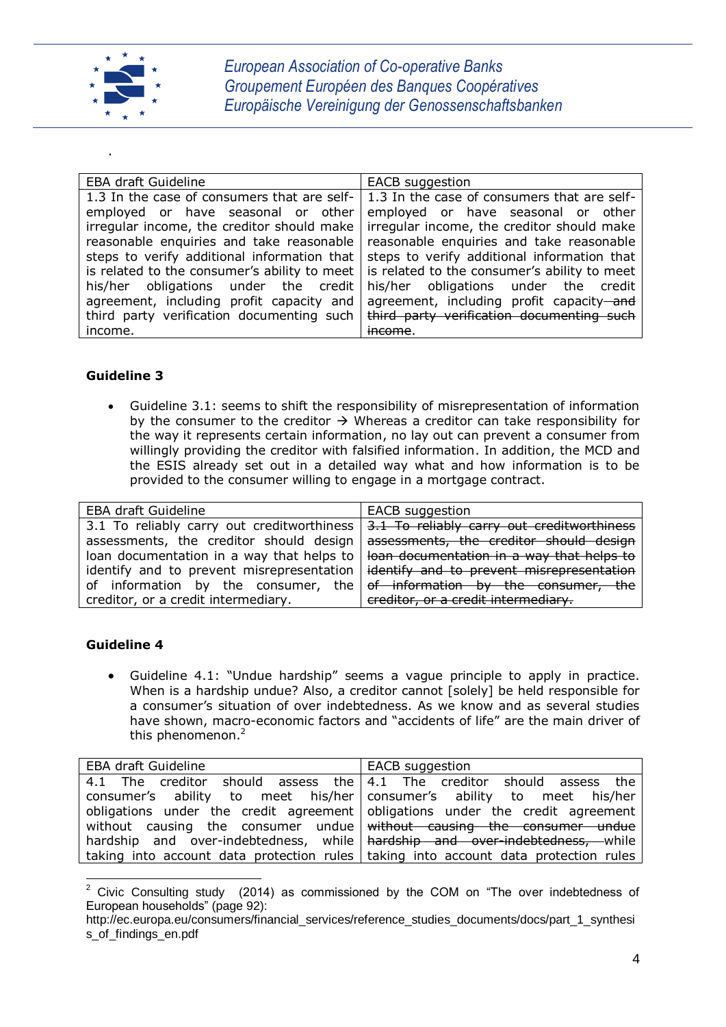.

| EBA draft Guideline | EACB suggestion |
|---|---|
| 1.3 In the case of consumers that are self-employed or have seasonal or other irregular income, the creditor should make reasonable enquiries and take reasonable steps to verify additional information that is related to the consumer's ability to meet his/her obligations under the credit agreement, including profit capacity and third party verification documenting such income. | 1.3 In the case of consumers that are self-employed or have seasonal or other irregular income, the creditor should make reasonable enquiries and take reasonable steps to verify additional information that is related to the consumer's ability to meet his/her obligations under the credit agreement, including profit capacity ~~and third party verification documenting such income~~. |

**Guideline 3**

- Guideline 3.1: seems to shift the responsibility of misrepresentation of information by the consumer to the creditor → Whereas a creditor can take responsibility for the way it represents certain information, no lay out can prevent a consumer from willingly providing the creditor with falsified information. In addition, the MCD and the ESIS already set out in a detailed way what and how information is to be provided to the consumer willing to engage in a mortgage contract.

| EBA draft Guideline | EACB suggestion |
|---|---|
| 3.1 To reliably carry out creditworthiness assessments, the creditor should design loan documentation in a way that helps to identify and to prevent misrepresentation of information by the consumer, the creditor, or a credit intermediary. | ~~3.1 To reliably carry out creditworthiness assessments, the creditor should design loan documentation in a way that helps to identify and to prevent misrepresentation of information by the consumer, the creditor, or a credit intermediary.~~ |

**Guideline 4**

- Guideline 4.1: "Undue hardship" seems a vague principle to apply in practice. When is a hardship undue? Also, a creditor cannot [solely] be held responsible for a consumer's situation of over indebtedness. As we know and as several studies have shown, macro-economic factors and "accidents of life" are the main driver of this phenomenon.[2]

| EBA draft Guideline | EACB suggestion |
|---|---|
| 4.1 The creditor should assess the consumer's ability to meet his/her obligations under the credit agreement without causing the consumer undue hardship and over-indebtedness, while taking into account data protection rules | 4.1 The creditor should assess the consumer's ability to meet his/her obligations under the credit agreement ~~without causing the consumer undue hardship and over-indebtedness,~~ while taking into account data protection rules |

[2] Civic Consulting study (2014) as commissioned by the COM on "The over indebtedness of European households" (page 92): http://ec.europa.eu/consumers/financial_services/reference_studies_documents/docs/part_1_synthesis_of_findings_en.pdf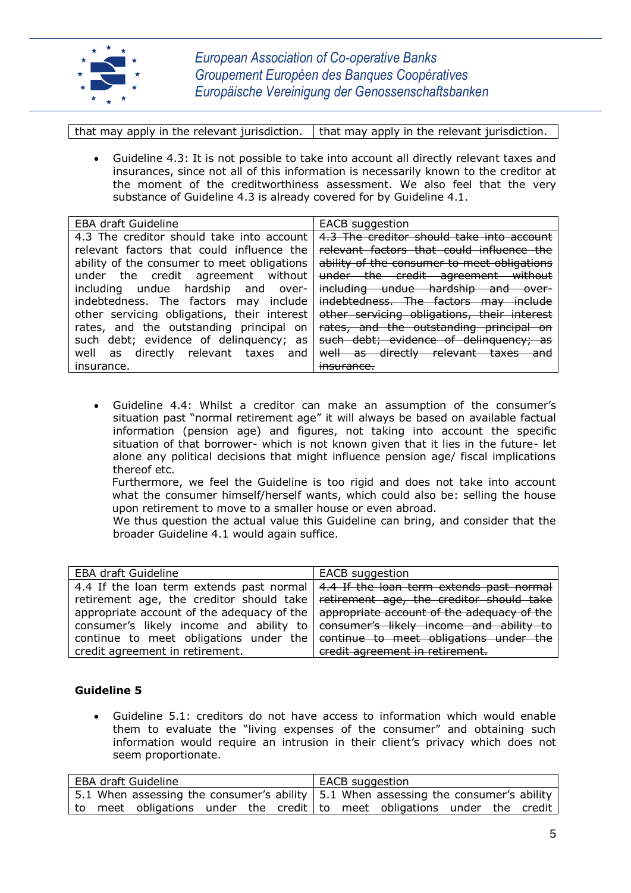| | |
|---|---|
| that may apply in the relevant jurisdiction. | that may apply in the relevant jurisdiction. |

- Guideline 4.3: It is not possible to take into account all directly relevant taxes and insurances, since not all of this information is necessarily known to the creditor at the moment of the creditworthiness assessment. We also feel that the very substance of Guideline 4.3 is already covered for by Guideline 4.1.

| EBA draft Guideline | EACB suggestion |
|---|---|
| 4.3 The creditor should take into account relevant factors that could influence the ability of the consumer to meet obligations under the credit agreement without including undue hardship and over-indebtedness. The factors may include other servicing obligations, their interest rates, and the outstanding principal on such debt; evidence of delinquency; as well as directly relevant taxes and insurance. | ~~4.3 The creditor should take into account relevant factors that could influence the ability of the consumer to meet obligations under the credit agreement without including undue hardship and over-indebtedness. The factors may include other servicing obligations, their interest rates, and the outstanding principal on such debt; evidence of delinquency; as well as directly relevant taxes and insurance.~~ |

- Guideline 4.4: Whilst a creditor can make an assumption of the consumer's situation past "normal retirement age" it will always be based on available factual information (pension age) and figures, not taking into account the specific situation of that borrower- which is not known given that it lies in the future- let alone any political decisions that might influence pension age/ fiscal implications thereof etc.
  Furthermore, we feel the Guideline is too rigid and does not take into account what the consumer himself/herself wants, which could also be: selling the house upon retirement to move to a smaller house or even abroad.
  We thus question the actual value this Guideline can bring, and consider that the broader Guideline 4.1 would again suffice.

| EBA draft Guideline | EACB suggestion |
|---|---|
| 4.4 If the loan term extends past normal retirement age, the creditor should take appropriate account of the adequacy of the consumer's likely income and ability to continue to meet obligations under the credit agreement in retirement. | ~~4.4 If the loan term extends past normal retirement age, the creditor should take appropriate account of the adequacy of the consumer's likely income and ability to continue to meet obligations under the credit agreement in retirement.~~ |

**Guideline 5**

- Guideline 5.1: creditors do not have access to information which would enable them to evaluate the "living expenses of the consumer" and obtaining such information would require an intrusion in their client's privacy which does not seem proportionate.

| EBA draft Guideline | EACB suggestion |
|---|---|
| 5.1 When assessing the consumer's ability to meet obligations under the credit | 5.1 When assessing the consumer's ability to meet obligations under the credit |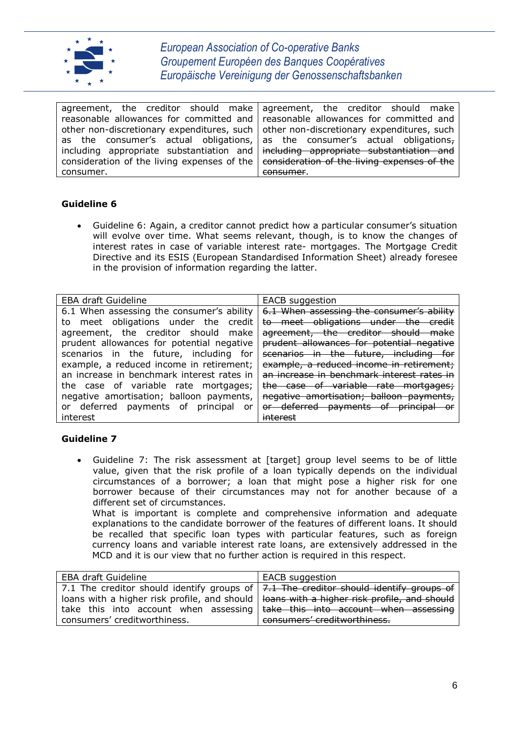| | |
|---|---|
| agreement, the creditor should make reasonable allowances for committed and other non-discretionary expenditures, such as the consumer's actual obligations, including appropriate substantiation and consideration of the living expenses of the consumer. | agreement, the creditor should make reasonable allowances for committed and other non-discretionary expenditures, such as the consumer's actual obligations~~,~~ ~~including appropriate substantiation and consideration of the living expenses of the consumer~~. |

**Guideline 6**

- Guideline 6: Again, a creditor cannot predict how a particular consumer's situation will evolve over time. What seems relevant, though, is to know the changes of interest rates in case of variable interest rate- mortgages. The Mortgage Credit Directive and its ESIS (European Standardised Information Sheet) already foresee in the provision of information regarding the latter.

| EBA draft Guideline | EACB suggestion |
|---|---|
| 6.1 When assessing the consumer's ability to meet obligations under the credit agreement, the creditor should make prudent allowances for potential negative scenarios in the future, including for example, a reduced income in retirement; an increase in benchmark interest rates in the case of variable rate mortgages; negative amortisation; balloon payments, or deferred payments of principal or interest | ~~6.1 When assessing the consumer's ability to meet obligations under the credit agreement, the creditor should make prudent allowances for potential negative scenarios in the future, including for example, a reduced income in retirement; an increase in benchmark interest rates in the case of variable rate mortgages; negative amortisation; balloon payments, or deferred payments of principal or interest~~ |

**Guideline 7**

- Guideline 7: The risk assessment at [target] group level seems to be of little value, given that the risk profile of a loan typically depends on the individual circumstances of a borrower; a loan that might pose a higher risk for one borrower because of their circumstances may not for another because of a different set of circumstances.
  What is important is complete and comprehensive information and adequate explanations to the candidate borrower of the features of different loans. It should be recalled that specific loan types with particular features, such as foreign currency loans and variable interest rate loans, are extensively addressed in the MCD and it is our view that no further action is required in this respect.

| EBA draft Guideline | EACB suggestion |
|---|---|
| 7.1 The creditor should identify groups of loans with a higher risk profile, and should take this into account when assessing consumers' creditworthiness. | ~~7.1 The creditor should identify groups of loans with a higher risk profile, and should take this into account when assessing consumers' creditworthiness.~~ |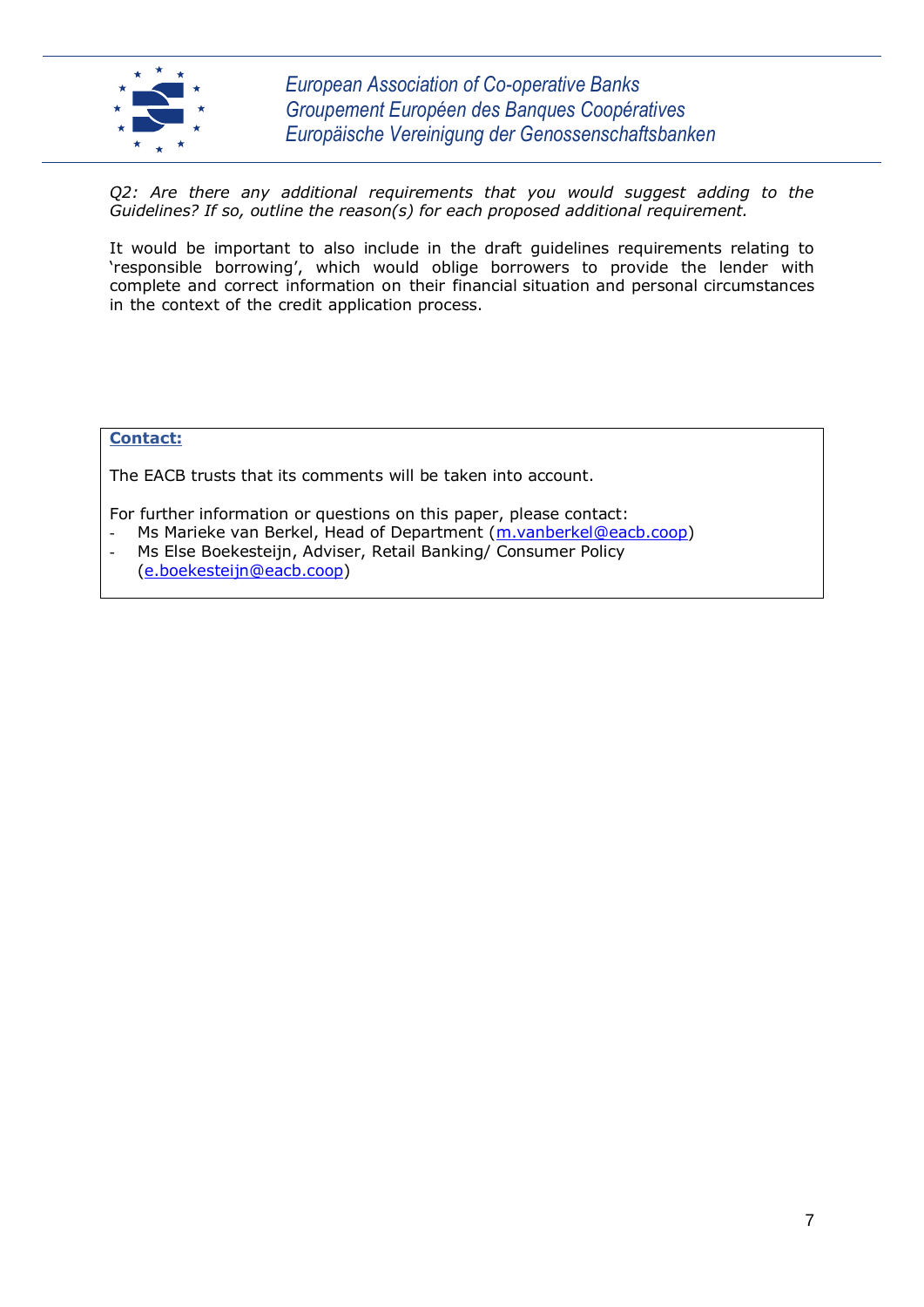*Q2: Are there any additional requirements that you would suggest adding to the Guidelines? If so, outline the reason(s) for each proposed additional requirement.*

It would be important to also include in the draft guidelines requirements relating to 'responsible borrowing', which would oblige borrowers to provide the lender with complete and correct information on their financial situation and personal circumstances in the context of the credit application process.

**Contact:**

The EACB trusts that its comments will be taken into account.

For further information or questions on this paper, please contact:

- Ms Marieke van Berkel, Head of Department (m.vanberkel@eacb.coop)
- Ms Else Boekesteijn, Adviser, Retail Banking/ Consumer Policy (e.boekesteijn@eacb.coop)